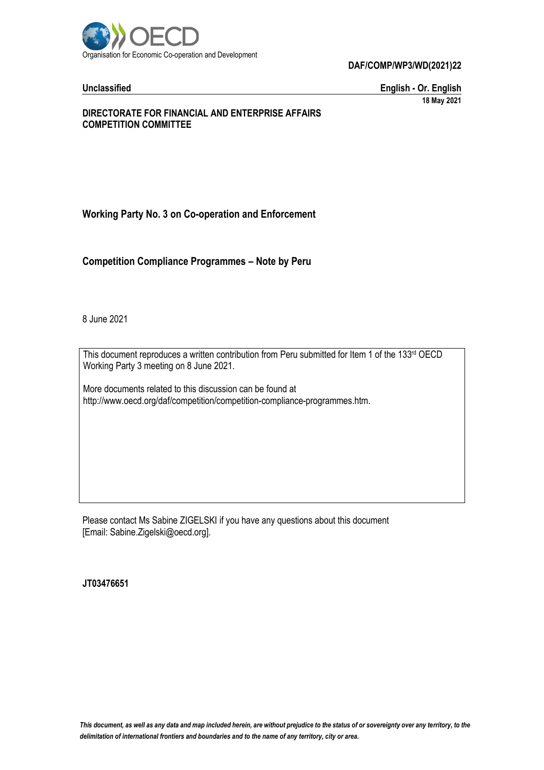Organisation for Economic Co-operation and Development

**DAF/COMP/WP3/WD(2021)22**

**Unclassified** **English - Or. English**

**18 May 2021**

**DIRECTORATE FOR FINANCIAL AND ENTERPRISE AFFAIRS**
**COMPETITION COMMITTEE**

## Working Party No. 3 on Co-operation and Enforcement

## Competition Compliance Programmes – Note by Peru

8 June 2021

This document reproduces a written contribution from Peru submitted for Item 1 of the 133rd OECD Working Party 3 meeting on 8 June 2021.

More documents related to this discussion can be found at http://www.oecd.org/daf/competition/competition-compliance-programmes.htm.

Please contact Ms Sabine ZIGELSKI if you have any questions about this document [Email: Sabine.Zigelski@oecd.org].

**JT03476651**

*This document, as well as any data and map included herein, are without prejudice to the status of or sovereignty over any territory, to the delimitation of international frontiers and boundaries and to the name of any territory, city or area.*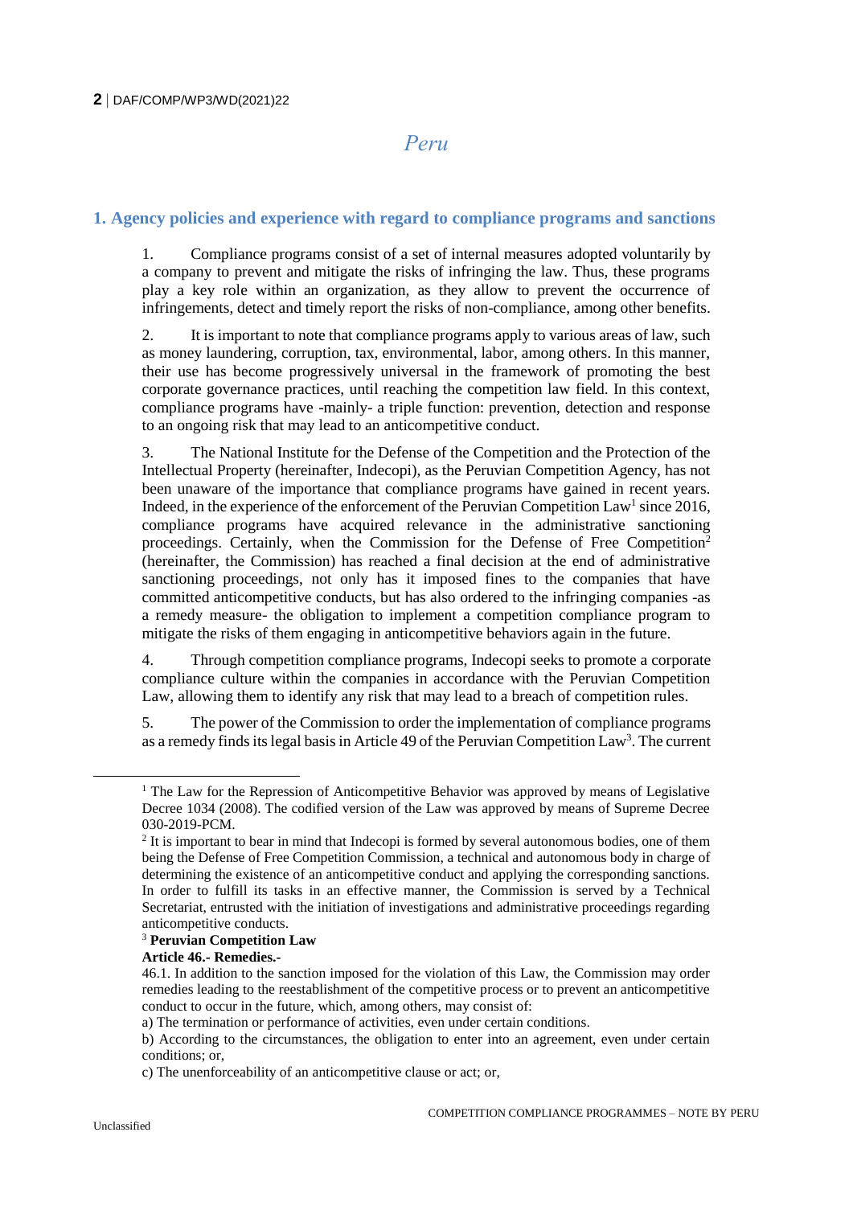# Peru

## 1. Agency policies and experience with regard to compliance programs and sanctions

1. Compliance programs consist of a set of internal measures adopted voluntarily by a company to prevent and mitigate the risks of infringing the law. Thus, these programs play a key role within an organization, as they allow to prevent the occurrence of infringements, detect and timely report the risks of non-compliance, among other benefits.

2. It is important to note that compliance programs apply to various areas of law, such as money laundering, corruption, tax, environmental, labor, among others. In this manner, their use has become progressively universal in the framework of promoting the best corporate governance practices, until reaching the competition law field. In this context, compliance programs have -mainly- a triple function: prevention, detection and response to an ongoing risk that may lead to an anticompetitive conduct.

3. The National Institute for the Defense of the Competition and the Protection of the Intellectual Property (hereinafter, Indecopi), as the Peruvian Competition Agency, has not been unaware of the importance that compliance programs have gained in recent years. Indeed, in the experience of the enforcement of the Peruvian Competition Law[1] since 2016, compliance programs have acquired relevance in the administrative sanctioning proceedings. Certainly, when the Commission for the Defense of Free Competition[2] (hereinafter, the Commission) has reached a final decision at the end of administrative sanctioning proceedings, not only has it imposed fines to the companies that have committed anticompetitive conducts, but has also ordered to the infringing companies -as a remedy measure- the obligation to implement a competition compliance program to mitigate the risks of them engaging in anticompetitive behaviors again in the future.

4. Through competition compliance programs, Indecopi seeks to promote a corporate compliance culture within the companies in accordance with the Peruvian Competition Law, allowing them to identify any risk that may lead to a breach of competition rules.

5. The power of the Commission to order the implementation of compliance programs as a remedy finds its legal basis in Article 49 of the Peruvian Competition Law[3]. The current

---

[1] The Law for the Repression of Anticompetitive Behavior was approved by means of Legislative Decree 1034 (2008). The codified version of the Law was approved by means of Supreme Decree 030-2019-PCM.

[2] It is important to bear in mind that Indecopi is formed by several autonomous bodies, one of them being the Defense of Free Competition Commission, a technical and autonomous body in charge of determining the existence of an anticompetitive conduct and applying the corresponding sanctions. In order to fulfill its tasks in an effective manner, the Commission is served by a Technical Secretariat, entrusted with the initiation of investigations and administrative proceedings regarding anticompetitive conducts.

[3] **Peruvian Competition Law**

**Article 46.- Remedies.-**

46.1. In addition to the sanction imposed for the violation of this Law, the Commission may order remedies leading to the reestablishment of the competitive process or to prevent an anticompetitive conduct to occur in the future, which, among others, may consist of:

a) The termination or performance of activities, even under certain conditions.

b) According to the circumstances, the obligation to enter into an agreement, even under certain conditions; or,

c) The unenforceability of an anticompetitive clause or act; or,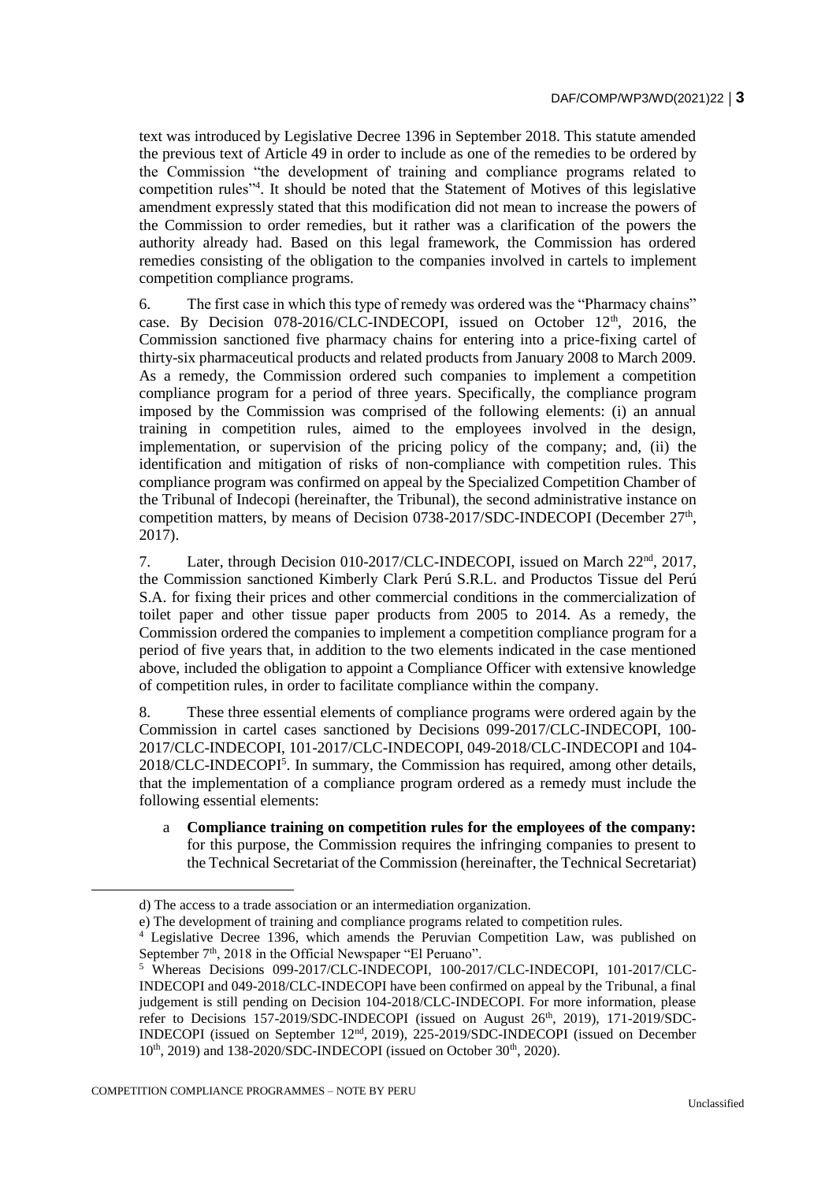text was introduced by Legislative Decree 1396 in September 2018. This statute amended the previous text of Article 49 in order to include as one of the remedies to be ordered by the Commission "the development of training and compliance programs related to competition rules"[4]. It should be noted that the Statement of Motives of this legislative amendment expressly stated that this modification did not mean to increase the powers of the Commission to order remedies, but it rather was a clarification of the powers the authority already had. Based on this legal framework, the Commission has ordered remedies consisting of the obligation to the companies involved in cartels to implement competition compliance programs.

6. The first case in which this type of remedy was ordered was the "Pharmacy chains" case. By Decision 078-2016/CLC-INDECOPI, issued on October 12th, 2016, the Commission sanctioned five pharmacy chains for entering into a price-fixing cartel of thirty-six pharmaceutical products and related products from January 2008 to March 2009. As a remedy, the Commission ordered such companies to implement a competition compliance program for a period of three years. Specifically, the compliance program imposed by the Commission was comprised of the following elements: (i) an annual training in competition rules, aimed to the employees involved in the design, implementation, or supervision of the pricing policy of the company; and, (ii) the identification and mitigation of risks of non-compliance with competition rules. This compliance program was confirmed on appeal by the Specialized Competition Chamber of the Tribunal of Indecopi (hereinafter, the Tribunal), the second administrative instance on competition matters, by means of Decision 0738-2017/SDC-INDECOPI (December 27th, 2017).

7. Later, through Decision 010-2017/CLC-INDECOPI, issued on March 22nd, 2017, the Commission sanctioned Kimberly Clark Perú S.R.L. and Productos Tissue del Perú S.A. for fixing their prices and other commercial conditions in the commercialization of toilet paper and other tissue paper products from 2005 to 2014. As a remedy, the Commission ordered the companies to implement a competition compliance program for a period of five years that, in addition to the two elements indicated in the case mentioned above, included the obligation to appoint a Compliance Officer with extensive knowledge of competition rules, in order to facilitate compliance within the company.

8. These three essential elements of compliance programs were ordered again by the Commission in cartel cases sanctioned by Decisions 099-2017/CLC-INDECOPI, 100-2017/CLC-INDECOPI, 101-2017/CLC-INDECOPI, 049-2018/CLC-INDECOPI and 104-2018/CLC-INDECOPI[5]. In summary, the Commission has required, among other details, that the implementation of a compliance program ordered as a remedy must include the following essential elements:

a **Compliance training on competition rules for the employees of the company:** for this purpose, the Commission requires the infringing companies to present to the Technical Secretariat of the Commission (hereinafter, the Technical Secretariat)

---

d) The access to a trade association or an intermediation organization.

e) The development of training and compliance programs related to competition rules.

[4] Legislative Decree 1396, which amends the Peruvian Competition Law, was published on September 7th, 2018 in the Official Newspaper "El Peruano".

[5] Whereas Decisions 099-2017/CLC-INDECOPI, 100-2017/CLC-INDECOPI, 101-2017/CLC-INDECOPI and 049-2018/CLC-INDECOPI have been confirmed on appeal by the Tribunal, a final judgement is still pending on Decision 104-2018/CLC-INDECOPI. For more information, please refer to Decisions 157-2019/SDC-INDECOPI (issued on August 26th, 2019), 171-2019/SDC-INDECOPI (issued on September 12nd, 2019), 225-2019/SDC-INDECOPI (issued on December 10th, 2019) and 138-2020/SDC-INDECOPI (issued on October 30th, 2020).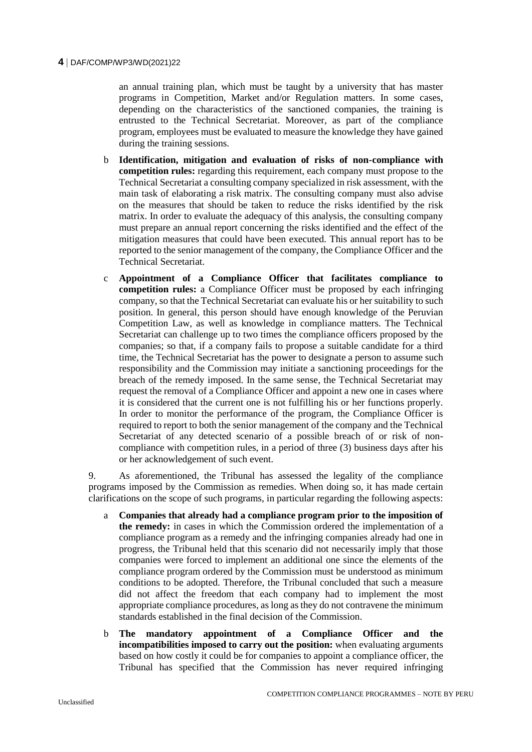an annual training plan, which must be taught by a university that has master programs in Competition, Market and/or Regulation matters. In some cases, depending on the characteristics of the sanctioned companies, the training is entrusted to the Technical Secretariat. Moreover, as part of the compliance program, employees must be evaluated to measure the knowledge they have gained during the training sessions.

b **Identification, mitigation and evaluation of risks of non-compliance with competition rules:** regarding this requirement, each company must propose to the Technical Secretariat a consulting company specialized in risk assessment, with the main task of elaborating a risk matrix. The consulting company must also advise on the measures that should be taken to reduce the risks identified by the risk matrix. In order to evaluate the adequacy of this analysis, the consulting company must prepare an annual report concerning the risks identified and the effect of the mitigation measures that could have been executed. This annual report has to be reported to the senior management of the company, the Compliance Officer and the Technical Secretariat.

c **Appointment of a Compliance Officer that facilitates compliance to competition rules:** a Compliance Officer must be proposed by each infringing company, so that the Technical Secretariat can evaluate his or her suitability to such position. In general, this person should have enough knowledge of the Peruvian Competition Law, as well as knowledge in compliance matters. The Technical Secretariat can challenge up to two times the compliance officers proposed by the companies; so that, if a company fails to propose a suitable candidate for a third time, the Technical Secretariat has the power to designate a person to assume such responsibility and the Commission may initiate a sanctioning proceedings for the breach of the remedy imposed. In the same sense, the Technical Secretariat may request the removal of a Compliance Officer and appoint a new one in cases where it is considered that the current one is not fulfilling his or her functions properly. In order to monitor the performance of the program, the Compliance Officer is required to report to both the senior management of the company and the Technical Secretariat of any detected scenario of a possible breach of or risk of non-compliance with competition rules, in a period of three (3) business days after his or her acknowledgement of such event.

9. As aforementioned, the Tribunal has assessed the legality of the compliance programs imposed by the Commission as remedies. When doing so, it has made certain clarifications on the scope of such programs, in particular regarding the following aspects:

a **Companies that already had a compliance program prior to the imposition of the remedy:** in cases in which the Commission ordered the implementation of a compliance program as a remedy and the infringing companies already had one in progress, the Tribunal held that this scenario did not necessarily imply that those companies were forced to implement an additional one since the elements of the compliance program ordered by the Commission must be understood as minimum conditions to be adopted. Therefore, the Tribunal concluded that such a measure did not affect the freedom that each company had to implement the most appropriate compliance procedures, as long as they do not contravene the minimum standards established in the final decision of the Commission.

b **The mandatory appointment of a Compliance Officer and the incompatibilities imposed to carry out the position:** when evaluating arguments based on how costly it could be for companies to appoint a compliance officer, the Tribunal has specified that the Commission has never required infringing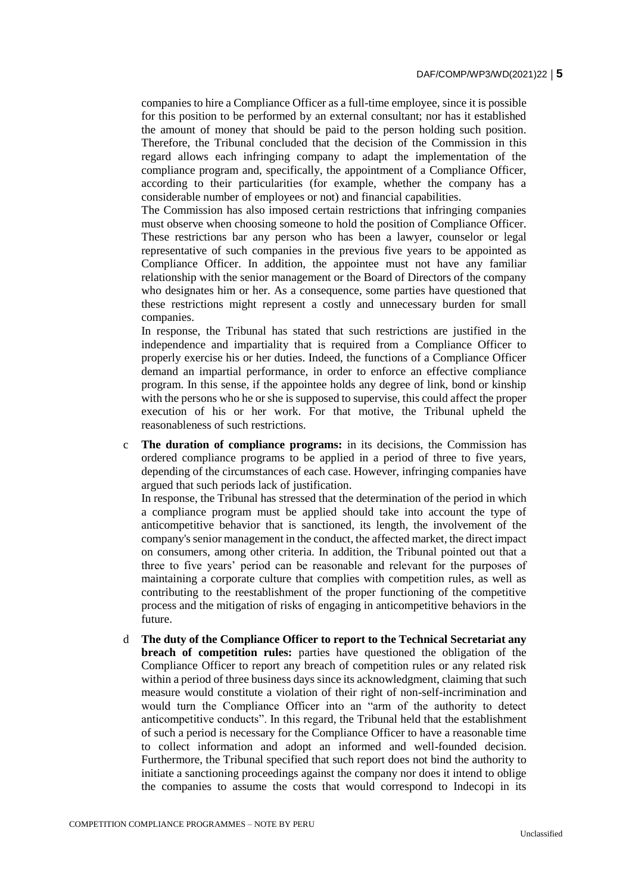companies to hire a Compliance Officer as a full-time employee, since it is possible for this position to be performed by an external consultant; nor has it established the amount of money that should be paid to the person holding such position. Therefore, the Tribunal concluded that the decision of the Commission in this regard allows each infringing company to adapt the implementation of the compliance program and, specifically, the appointment of a Compliance Officer, according to their particularities (for example, whether the company has a considerable number of employees or not) and financial capabilities.

The Commission has also imposed certain restrictions that infringing companies must observe when choosing someone to hold the position of Compliance Officer. These restrictions bar any person who has been a lawyer, counselor or legal representative of such companies in the previous five years to be appointed as Compliance Officer. In addition, the appointee must not have any familiar relationship with the senior management or the Board of Directors of the company who designates him or her. As a consequence, some parties have questioned that these restrictions might represent a costly and unnecessary burden for small companies.

In response, the Tribunal has stated that such restrictions are justified in the independence and impartiality that is required from a Compliance Officer to properly exercise his or her duties. Indeed, the functions of a Compliance Officer demand an impartial performance, in order to enforce an effective compliance program. In this sense, if the appointee holds any degree of link, bond or kinship with the persons who he or she is supposed to supervise, this could affect the proper execution of his or her work. For that motive, the Tribunal upheld the reasonableness of such restrictions.

c **The duration of compliance programs:** in its decisions, the Commission has ordered compliance programs to be applied in a period of three to five years, depending of the circumstances of each case. However, infringing companies have argued that such periods lack of justification.

In response, the Tribunal has stressed that the determination of the period in which a compliance program must be applied should take into account the type of anticompetitive behavior that is sanctioned, its length, the involvement of the company's senior management in the conduct, the affected market, the direct impact on consumers, among other criteria. In addition, the Tribunal pointed out that a three to five years' period can be reasonable and relevant for the purposes of maintaining a corporate culture that complies with competition rules, as well as contributing to the reestablishment of the proper functioning of the competitive process and the mitigation of risks of engaging in anticompetitive behaviors in the future.

d **The duty of the Compliance Officer to report to the Technical Secretariat any breach of competition rules:** parties have questioned the obligation of the Compliance Officer to report any breach of competition rules or any related risk within a period of three business days since its acknowledgment, claiming that such measure would constitute a violation of their right of non-self-incrimination and would turn the Compliance Officer into an "arm of the authority to detect anticompetitive conducts". In this regard, the Tribunal held that the establishment of such a period is necessary for the Compliance Officer to have a reasonable time to collect information and adopt an informed and well-founded decision. Furthermore, the Tribunal specified that such report does not bind the authority to initiate a sanctioning proceedings against the company nor does it intend to oblige the companies to assume the costs that would correspond to Indecopi in its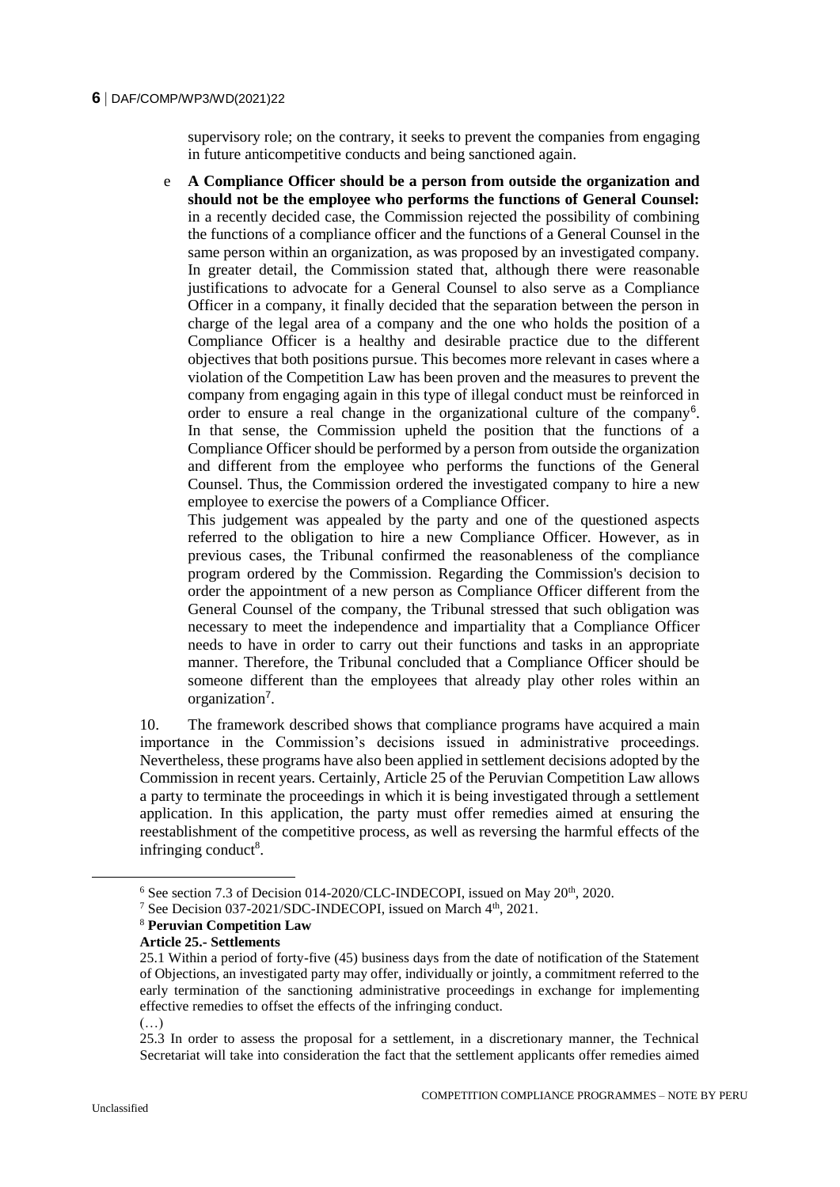supervisory role; on the contrary, it seeks to prevent the companies from engaging in future anticompetitive conducts and being sanctioned again.

e **A Compliance Officer should be a person from outside the organization and should not be the employee who performs the functions of General Counsel:** in a recently decided case, the Commission rejected the possibility of combining the functions of a compliance officer and the functions of a General Counsel in the same person within an organization, as was proposed by an investigated company. In greater detail, the Commission stated that, although there were reasonable justifications to advocate for a General Counsel to also serve as a Compliance Officer in a company, it finally decided that the separation between the person in charge of the legal area of a company and the one who holds the position of a Compliance Officer is a healthy and desirable practice due to the different objectives that both positions pursue. This becomes more relevant in cases where a violation of the Competition Law has been proven and the measures to prevent the company from engaging again in this type of illegal conduct must be reinforced in order to ensure a real change in the organizational culture of the company[6]. In that sense, the Commission upheld the position that the functions of a Compliance Officer should be performed by a person from outside the organization and different from the employee who performs the functions of the General Counsel. Thus, the Commission ordered the investigated company to hire a new employee to exercise the powers of a Compliance Officer.

This judgement was appealed by the party and one of the questioned aspects referred to the obligation to hire a new Compliance Officer. However, as in previous cases, the Tribunal confirmed the reasonableness of the compliance program ordered by the Commission. Regarding the Commission's decision to order the appointment of a new person as Compliance Officer different from the General Counsel of the company, the Tribunal stressed that such obligation was necessary to meet the independence and impartiality that a Compliance Officer needs to have in order to carry out their functions and tasks in an appropriate manner. Therefore, the Tribunal concluded that a Compliance Officer should be someone different than the employees that already play other roles within an organization[7].

10. The framework described shows that compliance programs have acquired a main importance in the Commission's decisions issued in administrative proceedings. Nevertheless, these programs have also been applied in settlement decisions adopted by the Commission in recent years. Certainly, Article 25 of the Peruvian Competition Law allows a party to terminate the proceedings in which it is being investigated through a settlement application. In this application, the party must offer remedies aimed at ensuring the reestablishment of the competitive process, as well as reversing the harmful effects of the infringing conduct[8].

[6] See section 7.3 of Decision 014-2020/CLC-INDECOPI, issued on May 20th, 2020.

[7] See Decision 037-2021/SDC-INDECOPI, issued on March 4th, 2021.

[8] **Peruvian Competition Law**

**Article 25.- Settlements**

25.1 Within a period of forty-five (45) business days from the date of notification of the Statement of Objections, an investigated party may offer, individually or jointly, a commitment referred to the early termination of the sanctioning administrative proceedings in exchange for implementing effective remedies to offset the effects of the infringing conduct.

(…)

25.3 In order to assess the proposal for a settlement, in a discretionary manner, the Technical Secretariat will take into consideration the fact that the settlement applicants offer remedies aimed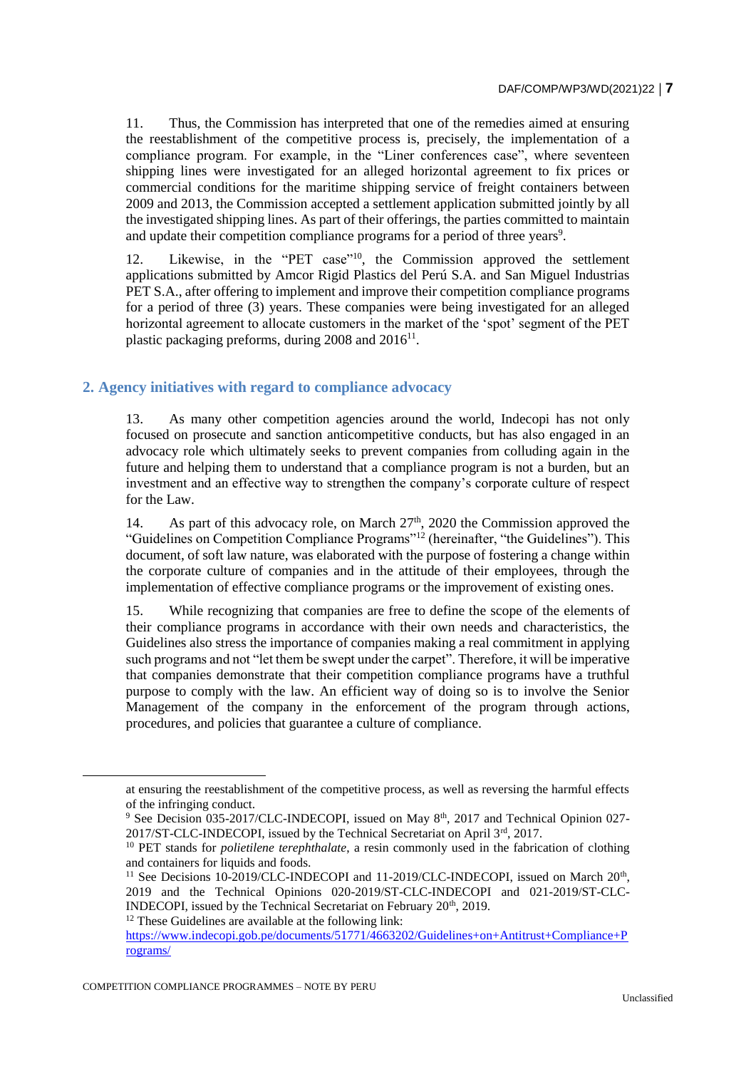11. Thus, the Commission has interpreted that one of the remedies aimed at ensuring the reestablishment of the competitive process is, precisely, the implementation of a compliance program. For example, in the "Liner conferences case", where seventeen shipping lines were investigated for an alleged horizontal agreement to fix prices or commercial conditions for the maritime shipping service of freight containers between 2009 and 2013, the Commission accepted a settlement application submitted jointly by all the investigated shipping lines. As part of their offerings, the parties committed to maintain and update their competition compliance programs for a period of three years[9].

12. Likewise, in the "PET case"[10], the Commission approved the settlement applications submitted by Amcor Rigid Plastics del Perú S.A. and San Miguel Industrias PET S.A., after offering to implement and improve their competition compliance programs for a period of three (3) years. These companies were being investigated for an alleged horizontal agreement to allocate customers in the market of the 'spot' segment of the PET plastic packaging preforms, during 2008 and 2016[11].

## 2. Agency initiatives with regard to compliance advocacy

13. As many other competition agencies around the world, Indecopi has not only focused on prosecute and sanction anticompetitive conducts, but has also engaged in an advocacy role which ultimately seeks to prevent companies from colluding again in the future and helping them to understand that a compliance program is not a burden, but an investment and an effective way to strengthen the company's corporate culture of respect for the Law.

14. As part of this advocacy role, on March 27th, 2020 the Commission approved the "Guidelines on Competition Compliance Programs"[12] (hereinafter, "the Guidelines"). This document, of soft law nature, was elaborated with the purpose of fostering a change within the corporate culture of companies and in the attitude of their employees, through the implementation of effective compliance programs or the improvement of existing ones.

15. While recognizing that companies are free to define the scope of the elements of their compliance programs in accordance with their own needs and characteristics, the Guidelines also stress the importance of companies making a real commitment in applying such programs and not "let them be swept under the carpet". Therefore, it will be imperative that companies demonstrate that their competition compliance programs have a truthful purpose to comply with the law. An efficient way of doing so is to involve the Senior Management of the company in the enforcement of the program through actions, procedures, and policies that guarantee a culture of compliance.

---

at ensuring the reestablishment of the competitive process, as well as reversing the harmful effects of the infringing conduct.

[9] See Decision 035-2017/CLC-INDECOPI, issued on May 8th, 2017 and Technical Opinion 027-2017/ST-CLC-INDECOPI, issued by the Technical Secretariat on April 3rd, 2017.

[10] PET stands for *polietilene terephthalate*, a resin commonly used in the fabrication of clothing and containers for liquids and foods.

[11] See Decisions 10-2019/CLC-INDECOPI and 11-2019/CLC-INDECOPI, issued on March 20th, 2019 and the Technical Opinions 020-2019/ST-CLC-INDECOPI and 021-2019/ST-CLC-INDECOPI, issued by the Technical Secretariat on February 20th, 2019.

[12] These Guidelines are available at the following link: https://www.indecopi.gob.pe/documents/51771/4663202/Guidelines+on+Antitrust+Compliance+Programs/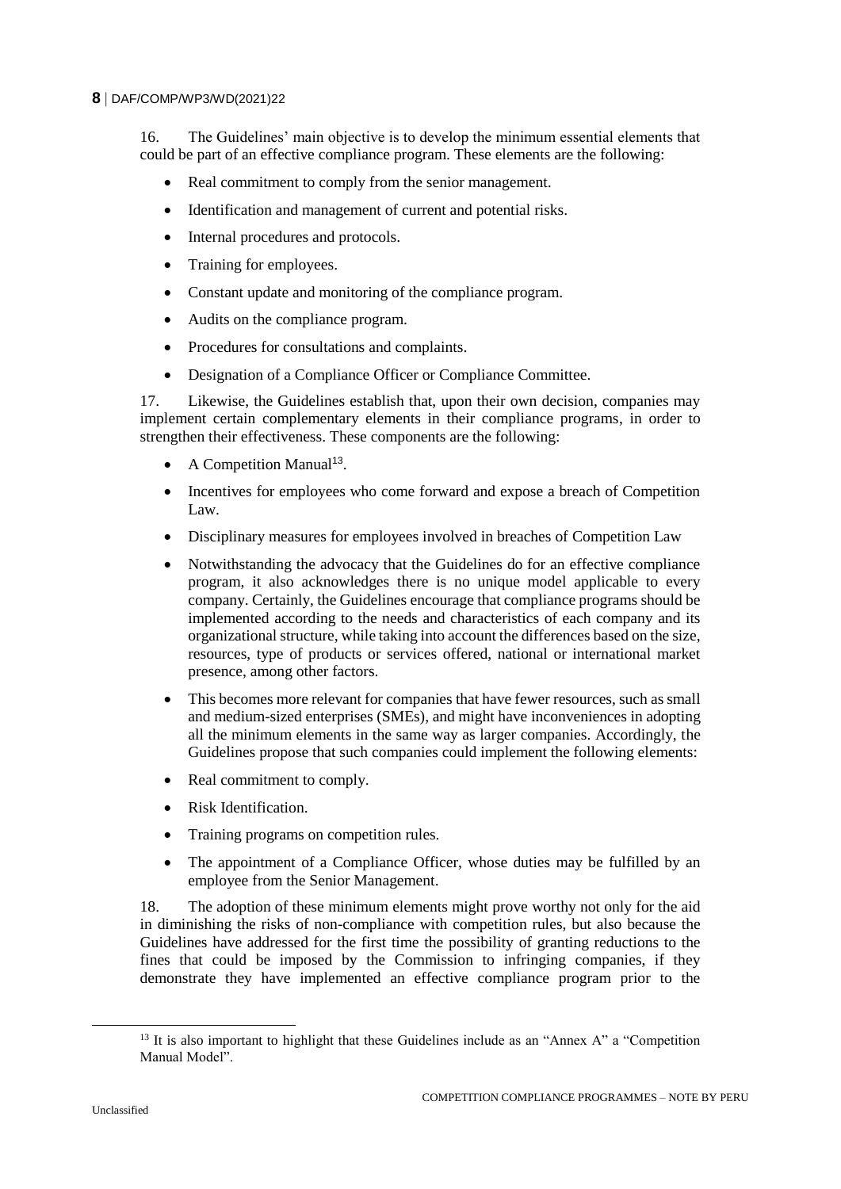16. The Guidelines' main objective is to develop the minimum essential elements that could be part of an effective compliance program. These elements are the following:

- Real commitment to comply from the senior management.
- Identification and management of current and potential risks.
- Internal procedures and protocols.
- Training for employees.
- Constant update and monitoring of the compliance program.
- Audits on the compliance program.
- Procedures for consultations and complaints.
- Designation of a Compliance Officer or Compliance Committee.

17. Likewise, the Guidelines establish that, upon their own decision, companies may implement certain complementary elements in their compliance programs, in order to strengthen their effectiveness. These components are the following:

- A Competition Manual[13].
- Incentives for employees who come forward and expose a breach of Competition Law.
- Disciplinary measures for employees involved in breaches of Competition Law
- Notwithstanding the advocacy that the Guidelines do for an effective compliance program, it also acknowledges there is no unique model applicable to every company. Certainly, the Guidelines encourage that compliance programs should be implemented according to the needs and characteristics of each company and its organizational structure, while taking into account the differences based on the size, resources, type of products or services offered, national or international market presence, among other factors.
- This becomes more relevant for companies that have fewer resources, such as small and medium-sized enterprises (SMEs), and might have inconveniences in adopting all the minimum elements in the same way as larger companies. Accordingly, the Guidelines propose that such companies could implement the following elements:
- Real commitment to comply.
- Risk Identification.
- Training programs on competition rules.
- The appointment of a Compliance Officer, whose duties may be fulfilled by an employee from the Senior Management.

18. The adoption of these minimum elements might prove worthy not only for the aid in diminishing the risks of non-compliance with competition rules, but also because the Guidelines have addressed for the first time the possibility of granting reductions to the fines that could be imposed by the Commission to infringing companies, if they demonstrate they have implemented an effective compliance program prior to the

[13] It is also important to highlight that these Guidelines include as an "Annex A" a "Competition Manual Model".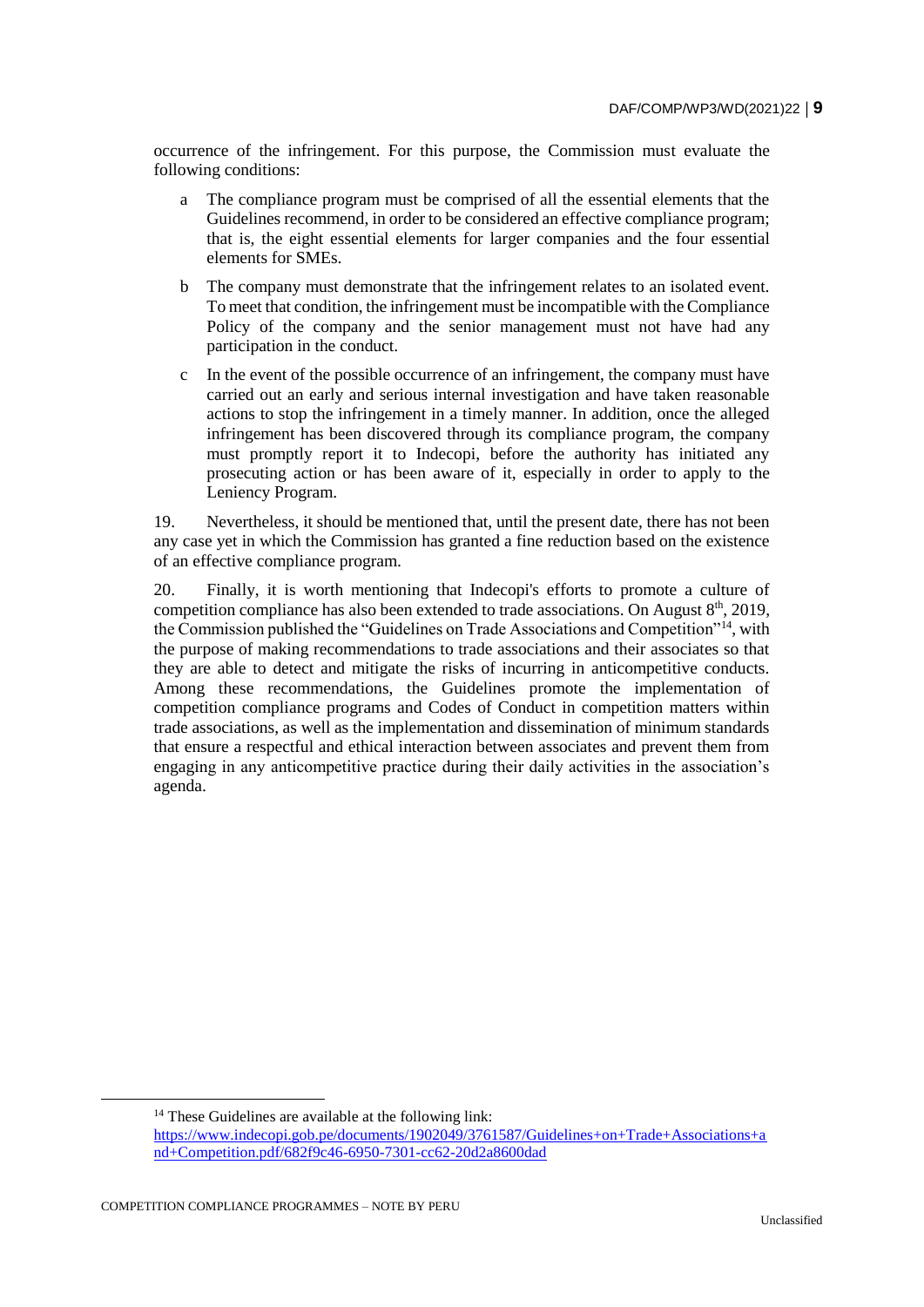occurrence of the infringement. For this purpose, the Commission must evaluate the following conditions:

a The compliance program must be comprised of all the essential elements that the Guidelines recommend, in order to be considered an effective compliance program; that is, the eight essential elements for larger companies and the four essential elements for SMEs.

b The company must demonstrate that the infringement relates to an isolated event. To meet that condition, the infringement must be incompatible with the Compliance Policy of the company and the senior management must not have had any participation in the conduct.

c In the event of the possible occurrence of an infringement, the company must have carried out an early and serious internal investigation and have taken reasonable actions to stop the infringement in a timely manner. In addition, once the alleged infringement has been discovered through its compliance program, the company must promptly report it to Indecopi, before the authority has initiated any prosecuting action or has been aware of it, especially in order to apply to the Leniency Program.

19. Nevertheless, it should be mentioned that, until the present date, there has not been any case yet in which the Commission has granted a fine reduction based on the existence of an effective compliance program.

20. Finally, it is worth mentioning that Indecopi's efforts to promote a culture of competition compliance has also been extended to trade associations. On August 8th, 2019, the Commission published the "Guidelines on Trade Associations and Competition"[14], with the purpose of making recommendations to trade associations and their associates so that they are able to detect and mitigate the risks of incurring in anticompetitive conducts. Among these recommendations, the Guidelines promote the implementation of competition compliance programs and Codes of Conduct in competition matters within trade associations, as well as the implementation and dissemination of minimum standards that ensure a respectful and ethical interaction between associates and prevent them from engaging in any anticompetitive practice during their daily activities in the association's agenda.

[14] These Guidelines are available at the following link: https://www.indecopi.gob.pe/documents/1902049/3761587/Guidelines+on+Trade+Associations+and+Competition.pdf/682f9c46-6950-7301-cc62-20d2a8600dad